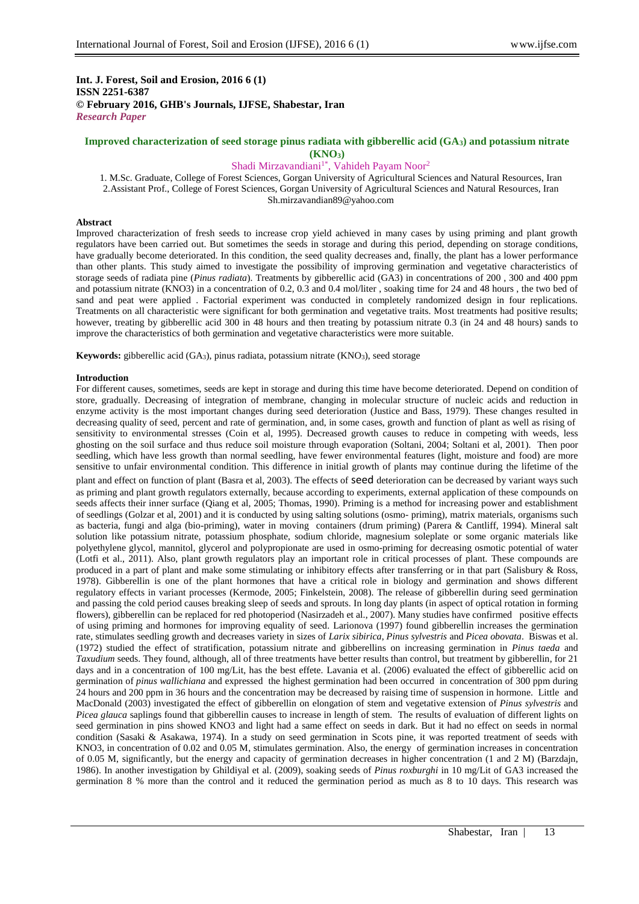**Int. J. Forest, Soil and Erosion, 2016 6 (1)**
**ISSN 2251-6387**
**© February 2016, GHB's Journals, IJFSE, Shabestar, Iran**
***Research Paper***

# Improved characterization of seed storage pinus radiata with gibberellic acid ($GA_3$) and potassium nitrate ($KNO_3$)

Shadi Mirzavandiani[1*], Vahideh Payam Noor[2]

1. M.Sc. Graduate, College of Forest Sciences, Gorgan University of Agricultural Sciences and Natural Resources, Iran
2. Assistant Prof., College of Forest Sciences, Gorgan University of Agricultural Sciences and Natural Resources, Iran

Sh.mirzavandian89@yahoo.com

## Abstract

Improved characterization of fresh seeds to increase crop yield achieved in many cases by using priming and plant growth regulators have been carried out. But sometimes the seeds in storage and during this period, depending on storage conditions, have gradually become deteriorated. In this condition, the seed quality decreases and, finally, the plant has a lower performance than other plants. This study aimed to investigate the possibility of improving germination and vegetative characteristics of storage seeds of radiata pine (*Pinus radiata*). Treatments by gibberellic acid (GA3) in concentrations of 200 , 300 and 400 ppm and potassium nitrate (KNO3) in a concentration of 0.2, 0.3 and 0.4 mol/liter , soaking time for 24 and 48 hours , the two bed of sand and peat were applied . Factorial experiment was conducted in completely randomized design in four replications. Treatments on all characteristic were significant for both germination and vegetative traits. Most treatments had positive results; however, treating by gibberellic acid 300 in 48 hours and then treating by potassium nitrate 0.3 (in 24 and 48 hours) sands to improve the characteristics of both germination and vegetative characteristics were more suitable.

**Keywords:** gibberellic acid ($GA_3$), pinus radiata, potassium nitrate ($KNO_3$), seed storage

## Introduction

For different causes, sometimes, seeds are kept in storage and during this time have become deteriorated. Depend on condition of store, gradually. Decreasing of integration of membrane, changing in molecular structure of nucleic acids and reduction in enzyme activity is the most important changes during seed deterioration (Justice and Bass, 1979). These changes resulted in decreasing quality of seed, percent and rate of germination, and, in some cases, growth and function of plant as well as rising of sensitivity to environmental stresses (Coin et al, 1995). Decreased growth causes to reduce in competing with weeds, less ghosting on the soil surface and thus reduce soil moisture through evaporation (Soltani, 2004; Soltani et al, 2001). Then poor seedling, which have less growth than normal seedling, have fewer environmental features (light, moisture and food) are more sensitive to unfair environmental condition. This difference in initial growth of plants may continue during the lifetime of the plant and effect on function of plant (Basra et al, 2003). The effects of seed deterioration can be decreased by variant ways such as priming and plant growth regulators externally, because according to experiments, external application of these compounds on seeds affects their inner surface (Qiang et al, 2005; Thomas, 1990). Priming is a method for increasing power and establishment of seedlings (Golzar et al, 2001) and it is conducted by using salting solutions (osmo- priming), matrix materials, organisms such as bacteria, fungi and alga (bio-priming), water in moving containers (drum priming) (Parera & Cantliff, 1994). Mineral salt solution like potassium nitrate, potassium phosphate, sodium chloride, magnesium soleplate or some organic materials like polyethylene glycol, mannitol, glycerol and polypropionate are used in osmo-priming for decreasing osmotic potential of water (Lotfi et al., 2011). Also, plant growth regulators play an important role in critical processes of plant. These compounds are produced in a part of plant and make some stimulating or inhibitory effects after transferring or in that part (Salisbury & Ross, 1978). Gibberellin is one of the plant hormones that have a critical role in biology and germination and shows different regulatory effects in variant processes (Kermode, 2005; Finkelstein, 2008). The release of gibberellin during seed germination and passing the cold period causes breaking sleep of seeds and sprouts. In long day plants (in aspect of optical rotation in forming flowers), gibberellin can be replaced for red photoperiod (Nasirzadeh et al., 2007). Many studies have confirmed positive effects of using priming and hormones for improving equality of seed. Larionova (1997) found gibberellin increases the germination rate, stimulates seedling growth and decreases variety in sizes of *Larix sibirica*, *Pinus sylvestris* and *Picea obovata*. Biswas et al. (1972) studied the effect of stratification, potassium nitrate and gibberellins on increasing germination in *Pinus taeda* and *Taxudium* seeds. They found, although, all of three treatments have better results than control, but treatment by gibberellin, for 21 days and in a concentration of 100 mg/Lit, has the best effete. Lavania et al. (2006) evaluated the effect of gibberellic acid on germination of *pinus wallichiana* and expressed the highest germination had been occurred in concentration of 300 ppm during 24 hours and 200 ppm in 36 hours and the concentration may be decreased by raising time of suspension in hormone. Little and MacDonald (2003) investigated the effect of gibberellin on elongation of stem and vegetative extension of *Pinus sylvestris* and *Picea glauca* saplings found that gibberellin causes to increase in length of stem. The results of evaluation of different lights on seed germination in pins showed KNO3 and light had a same effect on seeds in dark. But it had no effect on seeds in normal condition (Sasaki & Asakawa, 1974). In a study on seed germination in Scots pine, it was reported treatment of seeds with KNO3, in concentration of 0.02 and 0.05 M, stimulates germination. Also, the energy of germination increases in concentration of 0.05 M, significantly, but the energy and capacity of germination decreases in higher concentration (1 and 2 M) (Barzdajn, 1986). In another investigation by Ghildiyal et al. (2009), soaking seeds of *Pinus roxburghi* in 10 mg/Lit of GA3 increased the germination 8 % more than the control and it reduced the germination period as much as 8 to 10 days. This research was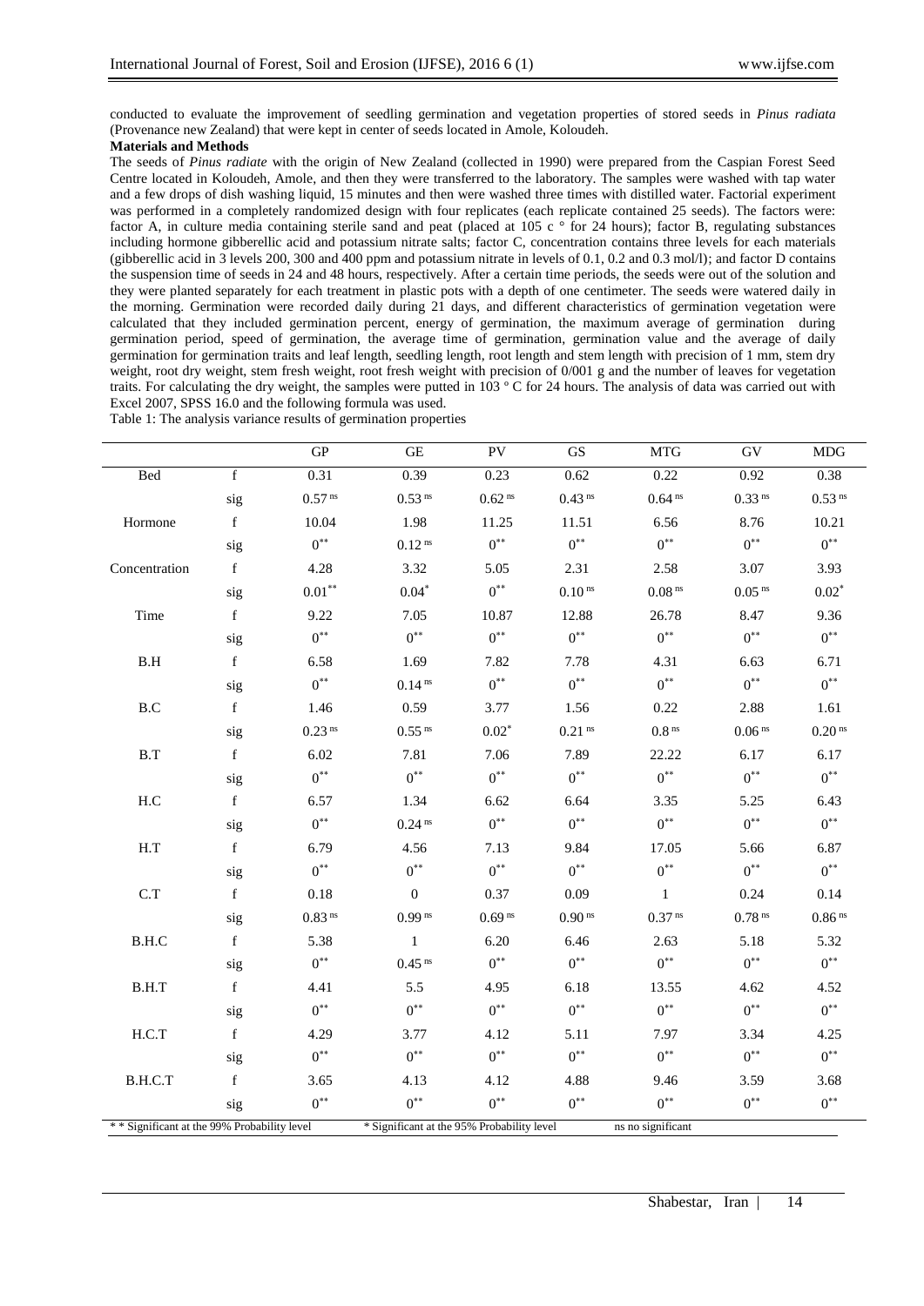conducted to evaluate the improvement of seedling germination and vegetation properties of stored seeds in *Pinus radiata* (Provenance new Zealand) that were kept in center of seeds located in Amole, Koloudeh.

**Materials and Methods**

The seeds of *Pinus radiate* with the origin of New Zealand (collected in 1990) were prepared from the Caspian Forest Seed Centre located in Koloudeh, Amole, and then they were transferred to the laboratory. The samples were washed with tap water and a few drops of dish washing liquid, 15 minutes and then were washed three times with distilled water. Factorial experiment was performed in a completely randomized design with four replicates (each replicate contained 25 seeds). The factors were: factor A, in culture media containing sterile sand and peat (placed at 105 c ° for 24 hours); factor B, regulating substances including hormone gibberellic acid and potassium nitrate salts; factor C, concentration contains three levels for each materials (gibberellic acid in 3 levels 200, 300 and 400 ppm and potassium nitrate in levels of 0.1, 0.2 and 0.3 mol/l); and factor D contains the suspension time of seeds in 24 and 48 hours, respectively. After a certain time periods, the seeds were out of the solution and they were planted separately for each treatment in plastic pots with a depth of one centimeter. The seeds were watered daily in the morning. Germination were recorded daily during 21 days, and different characteristics of germination vegetation were calculated that they included germination percent, energy of germination, the maximum average of germination during germination period, speed of germination, the average time of germination, germination value and the average of daily germination for germination traits and leaf length, seedling length, root length and stem length with precision of 1 mm, stem dry weight, root dry weight, stem fresh weight, root fresh weight with precision of 0/001 g and the number of leaves for vegetation traits. For calculating the dry weight, the samples were putted in 103 ° C for 24 hours. The analysis of data was carried out with Excel 2007, SPSS 16.0 and the following formula was used.

Table 1: The analysis variance results of germination properties

| | | GP | GE | PV | GS | MTG | GV | MDG |
|---|---|---|---|---|---|---|---|---|
| Bed | f | 0.31 | 0.39 | 0.23 | 0.62 | 0.22 | 0.92 | 0.38 |
| | sig | $0.57^{ns}$ | $0.53^{ns}$ | $0.62^{ns}$ | $0.43^{ns}$ | $0.64^{ns}$ | $0.33^{ns}$ | $0.53^{ns}$ |
| Hormone | f | 10.04 | 1.98 | 11.25 | 11.51 | 6.56 | 8.76 | 10.21 |
| | sig | $0^{**}$ | $0.12^{ns}$ | $0^{**}$ | $0^{**}$ | $0^{**}$ | $0^{**}$ | $0^{**}$ |
| Concentration | f | 4.28 | 3.32 | 5.05 | 2.31 | 2.58 | 3.07 | 3.93 |
| | sig | $0.01^{**}$ | $0.04^{*}$ | $0^{**}$ | $0.10^{ns}$ | $0.08^{ns}$ | $0.05^{ns}$ | $0.02^{*}$ |
| Time | f | 9.22 | 7.05 | 10.87 | 12.88 | 26.78 | 8.47 | 9.36 |
| | sig | $0^{**}$ | $0^{**}$ | $0^{**}$ | $0^{**}$ | $0^{**}$ | $0^{**}$ | $0^{**}$ |
| B.H | f | 6.58 | 1.69 | 7.82 | 7.78 | 4.31 | 6.63 | 6.71 |
| | sig | $0^{**}$ | $0.14^{ns}$ | $0^{**}$ | $0^{**}$ | $0^{**}$ | $0^{**}$ | $0^{**}$ |
| B.C | f | 1.46 | 0.59 | 3.77 | 1.56 | 0.22 | 2.88 | 1.61 |
| | sig | $0.23^{ns}$ | $0.55^{ns}$ | $0.02^{*}$ | $0.21^{ns}$ | $0.8^{ns}$ | $0.06^{ns}$ | $0.20^{ns}$ |
| B.T | f | 6.02 | 7.81 | 7.06 | 7.89 | 22.22 | 6.17 | 6.17 |
| | sig | $0^{**}$ | $0^{**}$ | $0^{**}$ | $0^{**}$ | $0^{**}$ | $0^{**}$ | $0^{**}$ |
| H.C | f | 6.57 | 1.34 | 6.62 | 6.64 | 3.35 | 5.25 | 6.43 |
| | sig | $0^{**}$ | $0.24^{ns}$ | $0^{**}$ | $0^{**}$ | $0^{**}$ | $0^{**}$ | $0^{**}$ |
| H.T | f | 6.79 | 4.56 | 7.13 | 9.84 | 17.05 | 5.66 | 6.87 |
| | sig | $0^{**}$ | $0^{**}$ | $0^{**}$ | $0^{**}$ | $0^{**}$ | $0^{**}$ | $0^{**}$ |
| C.T | f | 0.18 | 0 | 0.37 | 0.09 | 1 | 0.24 | 0.14 |
| | sig | $0.83^{ns}$ | $0.99^{ns}$ | $0.69^{ns}$ | $0.90^{ns}$ | $0.37^{ns}$ | $0.78^{ns}$ | $0.86^{ns}$ |
| B.H.C | f | 5.38 | 1 | 6.20 | 6.46 | 2.63 | 5.18 | 5.32 |
| | sig | $0^{**}$ | $0.45^{ns}$ | $0^{**}$ | $0^{**}$ | $0^{**}$ | $0^{**}$ | $0^{**}$ |
| B.H.T | f | 4.41 | 5.5 | 4.95 | 6.18 | 13.55 | 4.62 | 4.52 |
| | sig | $0^{**}$ | $0^{**}$ | $0^{**}$ | $0^{**}$ | $0^{**}$ | $0^{**}$ | $0^{**}$ |
| H.C.T | f | 4.29 | 3.77 | 4.12 | 5.11 | 7.97 | 3.34 | 4.25 |
| | sig | $0^{**}$ | $0^{**}$ | $0^{**}$ | $0^{**}$ | $0^{**}$ | $0^{**}$ | $0^{**}$ |
| B.H.C.T | f | 3.65 | 4.13 | 4.12 | 4.88 | 9.46 | 3.59 | 3.68 |
| | sig | $0^{**}$ | $0^{**}$ | $0^{**}$ | $0^{**}$ | $0^{**}$ | $0^{**}$ | $0^{**}$ |

* * Significant at the 99% Probability level &nbsp;&nbsp;&nbsp; * Significant at the 95% Probability level &nbsp;&nbsp;&nbsp; ns no significant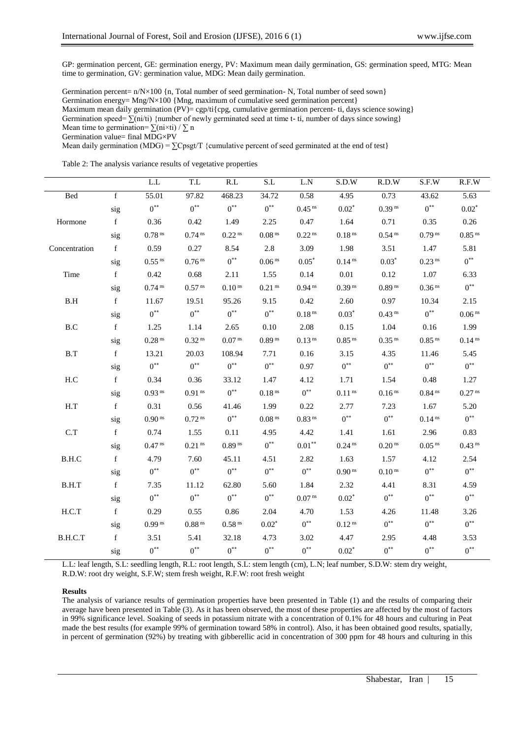GP: germination percent, GE: germination energy, PV: Maximum mean daily germination, GS: germination speed, MTG: Mean time to germination, GV: germination value, MDG: Mean daily germination.

Germination percent= $n/N\times100$ {n, Total number of seed germination- N, Total number of seed sown}
Germination energy= $Mng/N\times100$ {Mng, maximum of cumulative seed germination percent}
Maximum mean daily germination (PV)= cgp/ti{cpg, cumulative germination percent- ti, days science sowing}
Germination speed= $\sum(ni/ti)$ {number of newly germinated seed at time t- ti, number of days since sowing}
Mean time to germination= $\sum(ni\times ti) / \sum n$
Germination value= final MDG×PV
Mean daily germination (MDG) = $\sum Cpsgt/T$ {cumulative percent of seed germinated at the end of test}

Table 2: The analysis variance results of vegetative properties

| | | L.L | T.L | R.L | S.L | L.N | S.D.W | R.D.W | S.F.W | R.F.W |
|---|---|---|---|---|---|---|---|---|---|---|
| Bed | f | 55.01 | 97.82 | 468.23 | 34.72 | 0.58 | 4.95 | 0.73 | 43.62 | 5.63 |
| | sig | $0^{**}$ | $0^{**}$ | $0^{**}$ | $0^{**}$ | $0.45^{ns}$ | $0.02^{*}$ | $0.39^{ns}$ | $0^{**}$ | $0.02^{*}$ |
| Hormone | f | 0.36 | 0.42 | 1.49 | 2.25 | 0.47 | 1.64 | 0.71 | 0.35 | 0.26 |
| | sig | $0.78^{ns}$ | $0.74^{ns}$ | $0.22^{ns}$ | $0.08^{ns}$ | $0.22^{ns}$ | $0.18^{ns}$ | $0.54^{ns}$ | $0.79^{ns}$ | $0.85^{ns}$ |
| Concentration | f | 0.59 | 0.27 | 8.54 | 2.8 | 3.09 | 1.98 | 3.51 | 1.47 | 5.81 |
| | sig | $0.55^{ns}$ | $0.76^{ns}$ | $0^{**}$ | $0.06^{ns}$ | $0.05^{*}$ | $0.14^{ns}$ | $0.03^{*}$ | $0.23^{ns}$ | $0^{**}$ |
| Time | f | 0.42 | 0.68 | 2.11 | 1.55 | 0.14 | 0.01 | 0.12 | 1.07 | 6.33 |
| | sig | $0.74^{ns}$ | $0.57^{ns}$ | $0.10^{ns}$ | $0.21^{ns}$ | $0.94^{ns}$ | $0.39^{ns}$ | $0.89^{ns}$ | $0.36^{ns}$ | $0^{**}$ |
| B.H | f | 11.67 | 19.51 | 95.26 | 9.15 | 0.42 | 2.60 | 0.97 | 10.34 | 2.15 |
| | sig | $0^{**}$ | $0^{**}$ | $0^{**}$ | $0^{**}$ | $0.18^{ns}$ | $0.03^{*}$ | $0.43^{ns}$ | $0^{**}$ | $0.06^{ns}$ |
| B.C | f | 1.25 | 1.14 | 2.65 | 0.10 | 2.08 | 0.15 | 1.04 | 0.16 | 1.99 |
| | sig | $0.28^{ns}$ | $0.32^{ns}$ | $0.07^{ns}$ | $0.89^{ns}$ | $0.13^{ns}$ | $0.85^{ns}$ | $0.35^{ns}$ | $0.85^{ns}$ | $0.14^{ns}$ |
| B.T | f | 13.21 | 20.03 | 108.94 | 7.71 | 0.16 | 3.15 | 4.35 | 11.46 | 5.45 |
| | sig | $0^{**}$ | $0^{**}$ | $0^{**}$ | $0^{**}$ | 0.97 | $0^{**}$ | $0^{**}$ | $0^{**}$ | $0^{**}$ |
| H.C | f | 0.34 | 0.36 | 33.12 | 1.47 | 4.12 | 1.71 | 1.54 | 0.48 | 1.27 |
| | sig | $0.93^{ns}$ | $0.91^{ns}$ | $0^{**}$ | $0.18^{ns}$ | $0^{**}$ | $0.11^{ns}$ | $0.16^{ns}$ | $0.84^{ns}$ | $0.27^{ns}$ |
| H.T | f | 0.31 | 0.56 | 41.46 | 1.99 | 0.22 | 2.77 | 7.23 | 1.67 | 5.20 |
| | sig | $0.90^{ns}$ | $0.72^{ns}$ | $0^{**}$ | $0.08^{ns}$ | $0.83^{ns}$ | $0^{**}$ | $0^{**}$ | $0.14^{ns}$ | $0^{**}$ |
| C.T | f | 0.74 | 1.55 | 0.11 | 4.95 | 4.42 | 1.41 | 1.61 | 2.96 | 0.83 |
| | sig | $0.47^{ns}$ | $0.21^{ns}$ | $0.89^{ns}$ | $0^{**}$ | $0.01^{**}$ | $0.24^{ns}$ | $0.20^{ns}$ | $0.05^{ns}$ | $0.43^{ns}$ |
| B.H.C | f | 4.79 | 7.60 | 45.11 | 4.51 | 2.82 | 1.63 | 1.57 | 4.12 | 2.54 |
| | sig | $0^{**}$ | $0^{**}$ | $0^{**}$ | $0^{**}$ | $0^{**}$ | $0.90^{ns}$ | $0.10^{ns}$ | $0^{**}$ | $0^{**}$ |
| B.H.T | f | 7.35 | 11.12 | 62.80 | 5.60 | 1.84 | 2.32 | 4.41 | 8.31 | 4.59 |
| | sig | $0^{**}$ | $0^{**}$ | $0^{**}$ | $0^{**}$ | $0.07^{ns}$ | $0.02^{*}$ | $0^{**}$ | $0^{**}$ | $0^{**}$ |
| H.C.T | f | 0.29 | 0.55 | 0.86 | 2.04 | 4.70 | 1.53 | 4.26 | 11.48 | 3.26 |
| | sig | $0.99^{ns}$ | $0.88^{ns}$ | $0.58^{ns}$ | $0.02^{*}$ | $0^{**}$ | $0.12^{ns}$ | $0^{**}$ | $0^{**}$ | $0^{**}$ |
| B.H.C.T | f | 3.51 | 5.41 | 32.18 | 4.73 | 3.02 | 4.47 | 2.95 | 4.48 | 3.53 |
| | sig | $0^{**}$ | $0^{**}$ | $0^{**}$ | $0^{**}$ | $0^{**}$ | $0.02^{*}$ | $0^{**}$ | $0^{**}$ | $0^{**}$ |

L.L: leaf length, S.L: seedling length, R.L: root length, S.L: stem length (cm), L.N; leaf number, S.D.W: stem dry weight, R.D.W: root dry weight, S.F.W; stem fresh weight, R.F.W: root fresh weight

**Results**

The analysis of variance results of germination properties have been presented in Table (1) and the results of comparing their average have been presented in Table (3). As it has been observed, the most of these properties are affected by the most of factors in 99% significance level. Soaking of seeds in potassium nitrate with a concentration of 0.1% for 48 hours and culturing in Peat made the best results (for example 99% of germination toward 58% in control). Also, it has been obtained good results, spatially, in percent of germination (92%) by treating with gibberellic acid in concentration of 300 ppm for 48 hours and culturing in this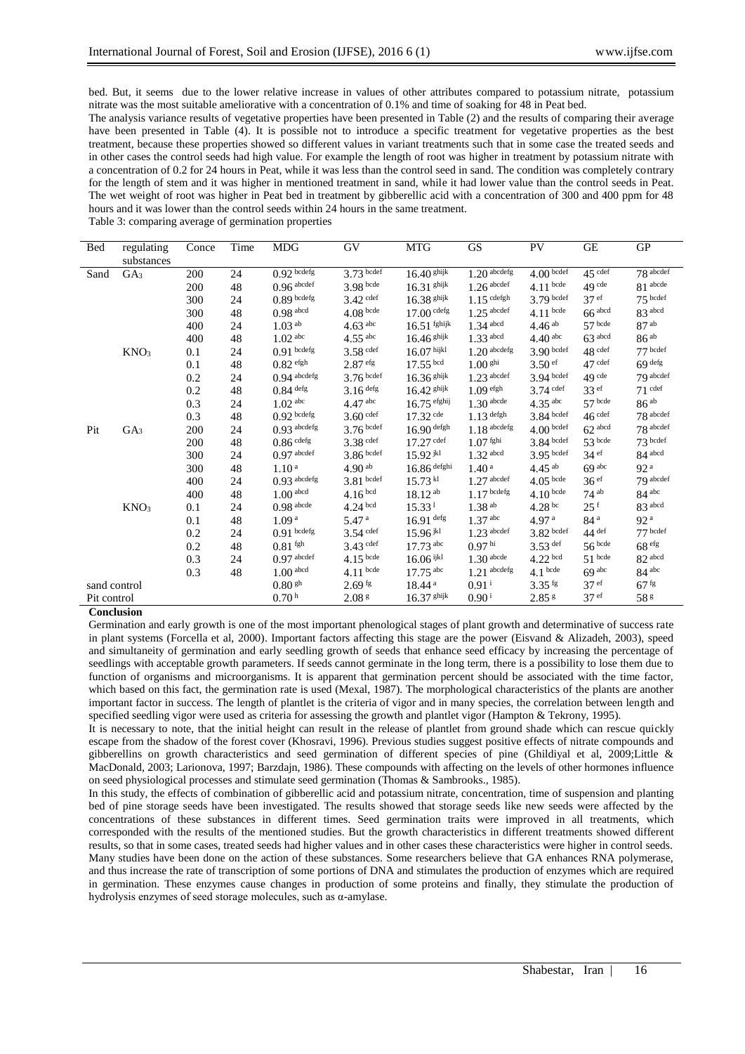bed. But, it seems due to the lower relative increase in values of other attributes compared to potassium nitrate, potassium nitrate was the most suitable ameliorative with a concentration of 0.1% and time of soaking for 48 in Peat bed.

The analysis variance results of vegetative properties have been presented in Table (2) and the results of comparing their average have been presented in Table (4). It is possible not to introduce a specific treatment for vegetative properties as the best treatment, because these properties showed so different values in variant treatments such that in some case the treated seeds and in other cases the control seeds had high value. For example the length of root was higher in treatment by potassium nitrate with a concentration of 0.2 for 24 hours in Peat, while it was less than the control seed in sand. The condition was completely contrary for the length of stem and it was higher in mentioned treatment in sand, while it had lower value than the control seeds in Peat. The wet weight of root was higher in Peat bed in treatment by gibberellic acid with a concentration of 300 and 400 ppm for 48 hours and it was lower than the control seeds within 24 hours in the same treatment.

Table 3: comparing average of germination properties

| Bed | regulating substances | Conce | Time | MDG | GV | MTG | GS | PV | GE | GP |
|---|---|---|---|---|---|---|---|---|---|---|
| Sand | $GA_3$ | 200 | 24 | 0.92 bcdefg | 3.73 bcdef | 16.40 ghijk | 1.20 abcdefg | 4.00 bcdef | 45 cdef | 78 abcdef |
| | | 200 | 48 | 0.96 abcdef | 3.98 bcde | 16.31 ghijk | 1.26 abcdef | 4.11 bcde | 49 cde | 81 abcde |
| | | 300 | 24 | 0.89 bcdefg | 3.42 cdef | 16.38 ghijk | 1.15 cdefgh | 3.79 bcdef | 37 ef | 75 bcdef |
| | | 300 | 48 | 0.98 abcd | 4.08 bcde | 17.00 cdefg | 1.25 abcdef | 4.11 bcde | 66 abcd | 83 abcd |
| | | 400 | 24 | 1.03 ab | 4.63 abc | 16.51 fghijk | 1.34 abcd | 4.46 ab | 57 bcde | 87 ab |
| | | 400 | 48 | 1.02 abc | 4.55 abc | 16.46 ghijk | 1.33 abcd | 4.40 abc | 63 abcd | 86 ab |
| | $KNO_3$ | 0.1 | 24 | 0.91 bcdefg | 3.58 cdef | 16.07 hijkl | 1.20 abcdefg | 3.90 bcdef | 48 cdef | 77 bcdef |
| | | 0.1 | 48 | 0.82 efgh | 2.87 efg | 17.55 bcd | 1.00 ghi | 3.50 ef | 47 cdef | 69 defg |
| | | 0.2 | 24 | 0.94 abcdefg | 3.76 bcdef | 16.36 ghijk | 1.23 abcdef | 3.94 bcdef | 49 cde | 79 abcdef |
| | | 0.2 | 48 | 0.84 defg | 3.16 defg | 16.42 ghijk | 1.09 efgh | 3.74 cdef | 33 ef | 71 cdef |
| | | 0.3 | 24 | 1.02 abc | 4.47 abc | 16.75 efghij | 1.30 abcde | 4.35 abc | 57 bcde | 86 ab |
| | | 0.3 | 48 | 0.92 bcdefg | 3.60 cdef | 17.32 cde | 1.13 defgh | 3.84 bcdef | 46 cdef | 78 abcdef |
| Pit | $GA_3$ | 200 | 24 | 0.93 abcdefg | 3.76 bcdef | 16.90 defgh | 1.18 abcdefg | 4.00 bcdef | 62 abcd | 78 abcdef |
| | | 200 | 48 | 0.86 cdefg | 3.38 cdef | 17.27 cdef | 1.07 fghi | 3.84 bcdef | 53 bcde | 73 bcdef |
| | | 300 | 24 | 0.97 abcdef | 3.86 bcdef | 15.92 jkl | 1.32 abcd | 3.95 bcdef | 34 ef | 84 abcd |
| | | 300 | 48 | 1.10 a | 4.90 ab | 16.86 defghi | 1.40 a | 4.45 ab | 69 abc | 92 a |
| | | 400 | 24 | 0.93 abcdefg | 3.81 bcdef | 15.73 kl | 1.27 abcdef | 4.05 bcde | 36 ef | 79 abcdef |
| | | 400 | 48 | 1.00 abcd | 4.16 bcd | 18.12 ab | 1.17 bcdefg | 4.10 bcde | 74 ab | 84 abc |
| | $KNO_3$ | 0.1 | 24 | 0.98 abcde | 4.24 bcd | 15.33 l | 1.38 ab | 4.28 bc | 25 f | 83 abcd |
| | | 0.1 | 48 | 1.09 a | 5.47 a | 16.91 defg | 1.37 abc | 4.97 a | 84 a | 92 a |
| | | 0.2 | 24 | 0.91 bcdefg | 3.54 cdef | 15.96 jkl | 1.23 abcdef | 3.82 bcdef | 44 def | 77 bcdef |
| | | 0.2 | 48 | 0.81 fgh | 3.43 cdef | 17.73 abc | 0.97 hi | 3.53 def | 56 bcde | 68 efg |
| | | 0.3 | 24 | 0.97 abcdef | 4.15 bcde | 16.06 ijkl | 1.30 abcde | 4.22 bcd | 51 bcde | 82 abcd |
| | | 0.3 | 48 | 1.00 abcd | 4.11 bcde | 17.75 abc | 1.21 abcdefg | 4.1 bcde | 69 abc | 84 abc |
| sand control | | | | 0.80 gh | 2.69 fg | 18.44 a | 0.91 i | 3.35 fg | 37 ef | 67 fg |
| Pit control | | | | 0.70 h | 2.08 g | 16.37 ghijk | 0.90 i | 2.85 g | 37 ef | 58 g |

**Conclusion**

Germination and early growth is one of the most important phenological stages of plant growth and determinative of success rate in plant systems (Forcella et al, 2000). Important factors affecting this stage are the power (Eisvand & Alizadeh, 2003), speed and simultaneity of germination and early seedling growth of seeds that enhance seed efficacy by increasing the percentage of seedlings with acceptable growth parameters. If seeds cannot germinate in the long term, there is a possibility to lose them due to function of organisms and microorganisms. It is apparent that germination percent should be associated with the time factor, which based on this fact, the germination rate is used (Mexal, 1987). The morphological characteristics of the plants are another important factor in success. The length of plantlet is the criteria of vigor and in many species, the correlation between length and specified seedling vigor were used as criteria for assessing the growth and plantlet vigor (Hampton & Tekrony, 1995).

It is necessary to note, that the initial height can result in the release of plantlet from ground shade which can rescue quickly escape from the shadow of the forest cover (Khosravi, 1996). Previous studies suggest positive effects of nitrate compounds and gibberellins on growth characteristics and seed germination of different species of pine (Ghildiyal et al, 2009;Little & MacDonald, 2003; Larionova, 1997; Barzdajn, 1986). These compounds with affecting on the levels of other hormones influence on seed physiological processes and stimulate seed germination (Thomas & Sambrooks., 1985).

In this study, the effects of combination of gibberellic acid and potassium nitrate, concentration, time of suspension and planting bed of pine storage seeds have been investigated. The results showed that storage seeds like new seeds were affected by the concentrations of these substances in different times. Seed germination traits were improved in all treatments, which corresponded with the results of the mentioned studies. But the growth characteristics in different treatments showed different results, so that in some cases, treated seeds had higher values and in other cases these characteristics were higher in control seeds. Many studies have been done on the action of these substances. Some researchers believe that GA enhances RNA polymerase, and thus increase the rate of transcription of some portions of DNA and stimulates the production of enzymes which are required in germination. These enzymes cause changes in production of some proteins and finally, they stimulate the production of hydrolysis enzymes of seed storage molecules, such as α-amylase.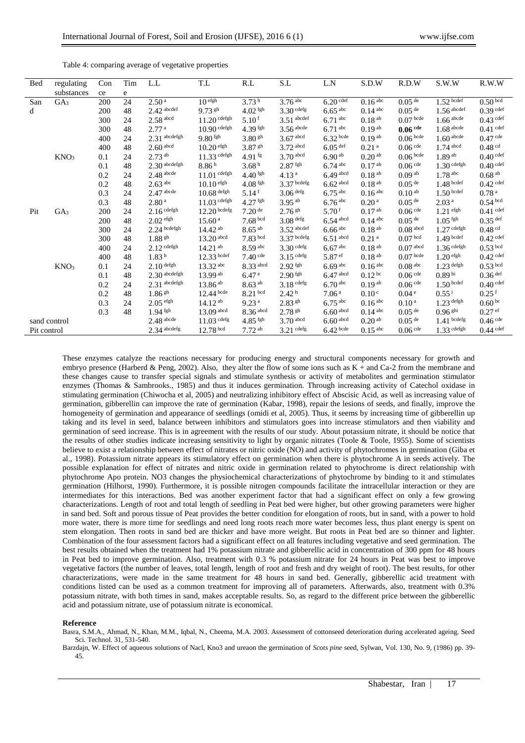Table 4: comparing average of vegetative properties

| Bed | regulating substances | Conce | Time | L.L | T.L | R.L | S.L | L.N | S.D.W | R.D.W | S.W.W | R.W.W |
|---|---|---|---|---|---|---|---|---|---|---|---|---|
| Sand | $GA_3$ | 200 | 24 | $2.50^{a}$ | $10^{efgh}$ | $3.73^{h}$ | $3.76^{abc}$ | $6.20^{cdef}$ | $0.16^{abc}$ | $0.05^{de}$ | $1.52^{bcdef}$ | $0.50^{bcd}$ |
| | | 200 | 48 | $2.42^{abcdef}$ | $9.73^{gh}$ | $4.02^{fgh}$ | $3.30^{cdefg}$ | $6.65^{abc}$ | $0.14^{abc}$ | $0.05^{de}$ | $1.56^{abcdef}$ | $0.39^{cdef}$ |
| | | 300 | 24 | $2.58^{abcd}$ | $11.20^{cdefgh}$ | $5.10^{f}$ | $3.51^{abcdef}$ | $6.71^{abc}$ | $0.18^{ab}$ | $0.07^{bcde}$ | $1.66^{abcde}$ | $0.43^{cdef}$ |
| | | 300 | 48 | $2.77^{a}$ | $10.90^{cdefgh}$ | $4.39^{fgh}$ | $3.56^{abcde}$ | $6.71^{abc}$ | $0.19^{ab}$ | **$0.06^{cde}$** | $1.68^{abcde}$ | $0.41^{cdef}$ |
| | | 400 | 24 | $2.31^{abcdefgh}$ | $9.80^{fgh}$ | $3.80^{gh}$ | $3.67^{abcd}$ | $6.32^{bcde}$ | $0.19^{ab}$ | $0.06^{bcde}$ | $1.60^{abcde}$ | $0.47^{cde}$ |
| | | 400 | 48 | $2.60^{abcd}$ | $10.20^{efgh}$ | $3.87^{gh}$ | $3.72^{abcd}$ | $6.05^{def}$ | $0.21^{a}$ | $0.06^{cde}$ | $1.74^{abcd}$ | $0.48^{cd}$ |
| | $KNO_3$ | 0.1 | 24 | $2.73^{ab}$ | $11.33^{cdefgh}$ | $4.91^{fg}$ | $3.70^{abcd}$ | $6.90^{ab}$ | $0.20^{ab}$ | $0.06^{bcde}$ | $1.89^{ab}$ | $0.40^{cdef}$ |
| | | 0.1 | 48 | $2.30^{abcdefgh}$ | $8.86^{h}$ | $3.68^{h}$ | $2.87^{fgh}$ | $6.74^{abc}$ | $0.17^{ab}$ | $0.06^{cde}$ | $1.30^{cdefgh}$ | $0.40^{cdef}$ |
| | | 0.2 | 24 | $2.48^{abcde}$ | $11.01^{cdefgh}$ | $4.40^{fgh}$ | $4.13^{a}$ | $6.49^{abcd}$ | $0.18^{ab}$ | $0.09^{ab}$ | $1.78^{abc}$ | $0.68^{ab}$ |
| | | 0.2 | 48 | $2.63^{abc}$ | $10.10^{efgh}$ | $4.08^{fgh}$ | $3.37^{bcdefg}$ | $6.62^{abcd}$ | $0.18^{ab}$ | $0.05^{de}$ | $1.48^{bcdef}$ | $0.42^{cdef}$ |
| | | 0.3 | 24 | $2.47^{abcde}$ | $10.68^{defgh}$ | $5.14^{f}$ | $3.06^{defg}$ | $6.75^{abc}$ | $0.16^{abc}$ | $0.10^{ab}$ | $1.50^{bcdef}$ | $0.78^{a}$ |
| | | 0.3 | 48 | $2.80^{a}$ | $11.03^{cdefgh}$ | $4.27^{fgh}$ | $3.95^{ab}$ | $6.76^{abc}$ | $0.20^{a}$ | $0.05^{de}$ | $2.03^{a}$ | $0.54^{bcd}$ |
| Pit | $GA_3$ | 200 | 24 | $2.16^{cdefgh}$ | $12.20^{bcdefg}$ | $7.20^{de}$ | $2.76^{gh}$ | $5.70^{f}$ | $0.17^{ab}$ | $0.06^{cde}$ | $1.21^{efgh}$ | $0.41^{cdef}$ |
| | | 200 | 48 | $2.02^{efgh}$ | $15.60^{a}$ | $7.68^{bcd}$ | $3.08^{defg}$ | $6.54^{abcd}$ | $0.14^{abc}$ | $0.05^{de}$ | $1.05^{fgh}$ | $0.35^{def}$ |
| | | 300 | 24 | $2.24^{bcdefgh}$ | $14.42^{ab}$ | $8.65^{ab}$ | $3.52^{abcdef}$ | $6.66^{abc}$ | $0.18^{ab}$ | $0.08^{abcd}$ | $1.27^{cdefgh}$ | $0.48^{cd}$ |
| | | 300 | 48 | $1.88^{gh}$ | $13.20^{abcd}$ | $7.83^{bcd}$ | $3.37^{bcdefg}$ | $6.51^{abcd}$ | $0.21^{a}$ | $0.07^{bcd}$ | $1.49^{bcdef}$ | $0.42^{cdef}$ |
| | | 400 | 24 | $2.12^{cdefgh}$ | $14.21^{ab}$ | $8.59^{abc}$ | $3.30^{cdefg}$ | $6.67^{abc}$ | $0.18^{ab}$ | $0.07^{abcd}$ | $1.36^{cdefgh}$ | $0.53^{bcd}$ |
| | | 400 | 48 | $1.83^{h}$ | $12.33^{bcdef}$ | $7.40^{cde}$ | $3.15^{cdefg}$ | $5.87^{ef}$ | $0.18^{ab}$ | $0.07^{bcde}$ | $1.20^{efgh}$ | $0.42^{cdef}$ |
| | $KNO_3$ | 0.1 | 24 | $2.10^{defgh}$ | $13.32^{abc}$ | $8.33^{abcd}$ | $2.92^{fgh}$ | $6.69^{abc}$ | $0.16^{abc}$ | $0.08^{abc}$ | $1.23^{defgh}$ | $0.53^{bcd}$ |
| | | 0.1 | 48 | $2.30^{abcdefgh}$ | $13.99^{ab}$ | $6.47^{e}$ | $2.90^{fgh}$ | $6.47^{abcd}$ | $0.12^{bc}$ | $0.06^{cde}$ | $0.89^{hi}$ | $0.36^{def}$ |
| | | 0.2 | 24 | $2.31^{abcdefgh}$ | $13.86^{ab}$ | $8.63^{ab}$ | $3.18^{cdefg}$ | $6.70^{abc}$ | $0.19^{ab}$ | $0.06^{cde}$ | $1.50^{bcdef}$ | $0.40^{cdef}$ |
| | | 0.2 | 48 | $1.86^{gh}$ | $12.44^{bcde}$ | $8.21^{bcd}$ | $2.42^{h}$ | $7.06^{a}$ | $0.10^{c}$ | $0.04^{e}$ | $0.55^{i}$ | $0.25^{f}$ |
| | | 0.3 | 24 | $2.05^{efgh}$ | $14.12^{ab}$ | $9.23^{a}$ | $2.83^{gh}$ | $6.75^{abc}$ | $0.16^{abc}$ | $0.10^{a}$ | $1.23^{defgh}$ | $0.60^{bc}$ |
| | | 0.3 | 48 | $1.94^{fgh}$ | $13.09^{abcd}$ | $8.36^{abcd}$ | $2.78^{gh}$ | $6.60^{abcd}$ | $0.14^{abc}$ | $0.05^{de}$ | $0.96^{ghi}$ | $0.27^{ef}$ |
| sand control | | | | $2.48^{abcde}$ | $11.03^{cdefg}$ | $4.85^{fgh}$ | $3.70^{abcd}$ | $6.60^{abcd}$ | $0.20^{ab}$ | $0.05^{de}$ | $1.41^{bcdefg}$ | $0.46^{cde}$ |
| Pit control | | | | $2.34^{abcdefg}$ | $12.78^{bcd}$ | $7.72^{ab}$ | $3.21^{cdefg}$ | $6.42^{bcde}$ | $0.15^{abc}$ | $0.06^{cde}$ | $1.33^{cdefgh}$ | $0.44^{cdef}$ |

These enzymes catalyze the reactions necessary for producing energy and structural components necessary for growth and embryo presence (Harberd & Peng, 2002). Also, they alter the flow of some ions such as K + and Ca-2 from the membrane and these changes cause to transfer special signals and stimulate synthesis or activity of metabolites and germination stimulator enzymes (Thomas & Sambrooks., 1985) and thus it induces germination. Through increasing activity of Catechol oxidase in stimulating germination (Chiwocha et al, 2005) and neutralizing inhibitory effect of Abscisic Acid, as well as increasing value of germination, gibberellin can improve the rate of germination (Kabar, 1998), repair the lesions of seeds, and finally, improve the homogeneity of germination and appearance of seedlings (omidi et al, 2005). Thus, it seems by increasing time of gibberellin up taking and its level in seed, balance between inhibitors and stimulators goes into increase stimulators and then viability and germination of seed increase. This is in agreement with the results of our study. About potassium nitrate, it should be notice that the results of other studies indicate increasing sensitivity to light by organic nitrates (Toole & Toole, 1955). Some of scientists believe to exist a relationship between effect of nitrates or nitric oxide (NO) and activity of phytochromes in germination (Giba et al., 1998). Potassium nitrate appears its stimulatory effect on germination when there is phytochrome A in seeds actively. The possible explanation for effect of nitrates and nitric oxide in germination related to phytochrome is direct relationship with phytochrome Apo protein. NO3 changes the physiochemical characterizations of phytochrome by binding to it and stimulates germination (Hilhorst, 1990). Furthermore, it is possible nitrogen compounds facilitate the intracellular interaction or they are intermediates for this interactions. Bed was another experiment factor that had a significant effect on only a few growing characterizations. Length of root and total length of seedling in Peat bed were higher, but other growing parameters were higher in sand bed. Soft and porous tissue of Peat provides the better condition for elongation of roots, but in sand, with a power to hold more water, there is more time for seedlings and need long roots reach more water becomes less, thus plant energy is spent on stem elongation. Then roots in sand bed are thicker and have more weight. But roots in Peat bed are so thinner and lighter. Combination of the four assessment factors had a significant effect on all features including vegetative and seed germination. The best results obtained when the treatment had 1% potassium nitrate and gibberellic acid in concentration of 300 ppm for 48 hours in Peat bed to improve germination. Also, treatment with 0.3 % potassium nitrate for 24 hours in Peat was best to improve vegetative factors (the number of leaves, total length, length of root and fresh and dry weight of root). The best results, for other characterizations, were made in the same treatment for 48 hours in sand bed. Generally, gibberellic acid treatment with conditions listed can be used as a common treatment for improving all of parameters. Afterwards, also, treatment with 0.3% potassium nitrate, with both times in sand, makes acceptable results. So, as regard to the different price between the gibberellic acid and potassium nitrate, use of potassium nitrate is economical.

**Reference**

Basra, S.M.A., Ahmad, N., Khan, M.M., Iqbal, N., Cheema, M.A. 2003. Assessment of cottonseed deterioration during accelerated ageing. Seed Sci. Technol. 31, 531-540.

Barzdajn, W. Effect of aqueous solutions of Nacl, Kno3 and ureaon the germination of *Scots pine* seed, Sylwan, Vol. 130, No. 9, (1986) pp. 39-45.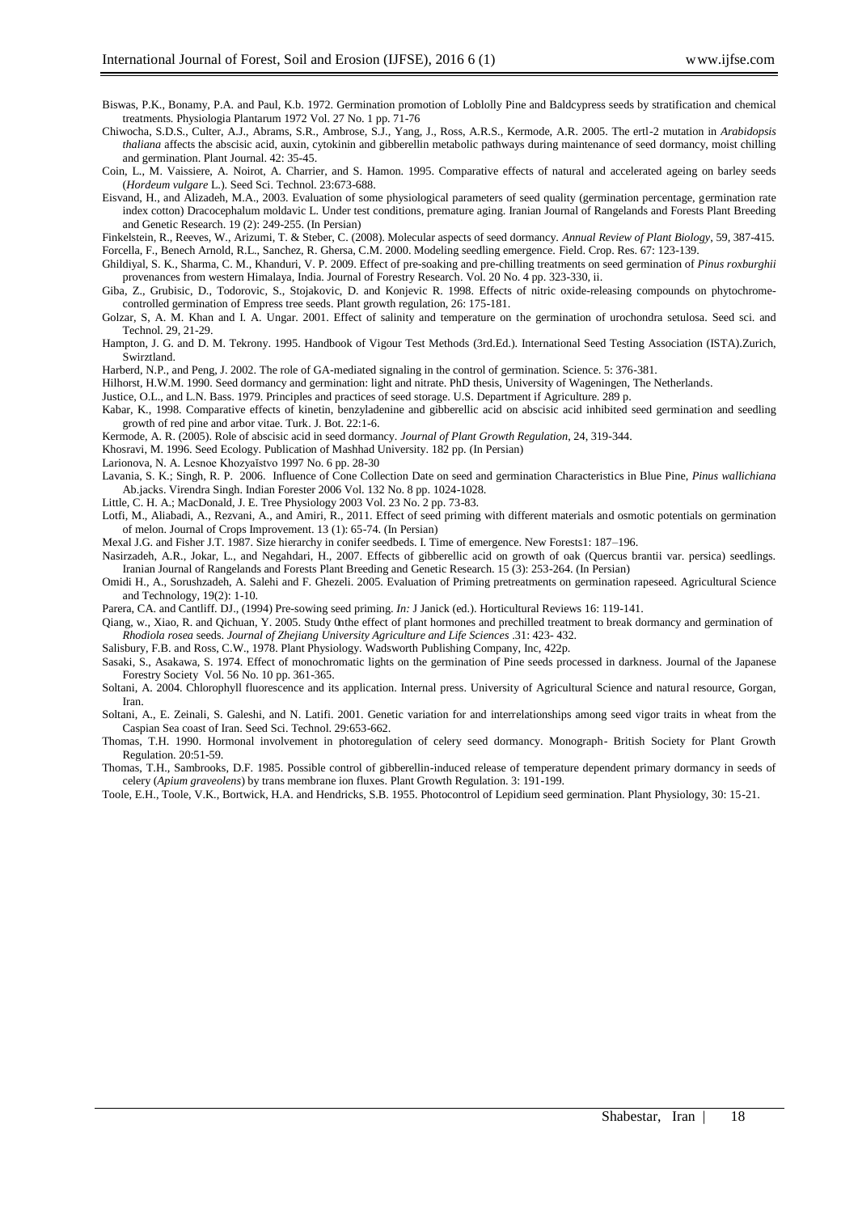Biswas, P.K., Bonamy, P.A. and Paul, K.b. 1972. Germination promotion of Loblolly Pine and Baldcypress seeds by stratification and chemical treatments. Physiologia Plantarum 1972 Vol. 27 No. 1 pp. 71-76

Chiwocha, S.D.S., Culter, A.J., Abrams, S.R., Ambrose, S.J., Yang, J., Ross, A.R.S., Kermode, A.R. 2005. The ertl-2 mutation in *Arabidopsis thaliana* affects the abscisic acid, auxin, cytokinin and gibberellin metabolic pathways during maintenance of seed dormancy, moist chilling and germination. Plant Journal. 42: 35-45.

Coin, L., M. Vaissiere, A. Noirot, A. Charrier, and S. Hamon. 1995. Comparative effects of natural and accelerated ageing on barley seeds (*Hordeum vulgare* L.). Seed Sci. Technol. 23:673-688.

Eisvand, H., and Alizadeh, M.A., 2003. Evaluation of some physiological parameters of seed quality (germination percentage, germination rate index cotton) Dracocephalum moldavic L. Under test conditions, premature aging. Iranian Journal of Rangelands and Forests Plant Breeding and Genetic Research. 19 (2): 249-255. (In Persian)

Finkelstein, R., Reeves, W., Arizumi, T. & Steber, C. (2008). Molecular aspects of seed dormancy. *Annual Review of Plant Biology*, 59, 387-415.

Forcella, F., Benech Arnold, R.L., Sanchez, R. Ghersa, C.M. 2000. Modeling seedling emergence. Field. Crop. Res. 67: 123-139.

Ghildiyal, S. K., Sharma, C. M., Khanduri, V. P. 2009. Effect of pre-soaking and pre-chilling treatments on seed germination of *Pinus roxburghii* provenances from western Himalaya, India. Journal of Forestry Research. Vol. 20 No. 4 pp. 323-330, ii.

Giba, Z., Grubisic, D., Todorovic, S., Stojakovic, D. and Konjevic R. 1998. Effects of nitric oxide-releasing compounds on phytochrome-controlled germination of Empress tree seeds. Plant growth regulation, 26: 175-181.

Golzar, S, A. M. Khan and I. A. Ungar. 2001. Effect of salinity and temperature on the germination of urochondra setulosa. Seed sci. and Technol. 29, 21-29.

Hampton, J. G. and D. M. Tekrony. 1995. Handbook of Vigour Test Methods (3rd.Ed.). International Seed Testing Association (ISTA).Zurich, Swirztland.

Harberd, N.P., and Peng, J. 2002. The role of GA-mediated signaling in the control of germination. Science. 5: 376-381.

Hilhorst, H.W.M. 1990. Seed dormancy and germination: light and nitrate. PhD thesis, University of Wageningen, The Netherlands.

Justice, O.L., and L.N. Bass. 1979. Principles and practices of seed storage. U.S. Department if Agriculture. 289 p.

Kabar, K., 1998. Comparative effects of kinetin, benzyladenine and gibberellic acid on abscisic acid inhibited seed germination and seedling growth of red pine and arbor vitae. Turk. J. Bot. 22:1-6.

Kermode, A. R. (2005). Role of abscisic acid in seed dormancy. *Journal of Plant Growth Regulation*, 24, 319-344.

Khosravi, M. 1996. Seed Ecology. Publication of Mashhad University. 182 pp. (In Persian)

Larionova, N. A. Lesnoe Khozyaĭstvo 1997 No. 6 pp. 28-30

Lavania, S. K.; Singh, R. P. 2006. Influence of Cone Collection Date on seed and germination Characteristics in Blue Pine, *Pinus wallichiana* Ab.jacks. Virendra Singh. Indian Forester 2006 Vol. 132 No. 8 pp. 1024-1028.

Little, C. H. A.; MacDonald, J. E. Tree Physiology 2003 Vol. 23 No. 2 pp. 73-83.

Lotfi, M., Aliabadi, A., Rezvani, A., and Amiri, R., 2011. Effect of seed priming with different materials and osmotic potentials on germination of melon. Journal of Crops Improvement. 13 (1): 65-74. (In Persian)

Mexal J.G. and Fisher J.T. 1987. Size hierarchy in conifer seedbeds. I. Time of emergence. New Forests1: 187–196.

Nasirzadeh, A.R., Jokar, L., and Negahdari, H., 2007. Effects of gibberellic acid on growth of oak (Quercus brantii var. persica) seedlings. Iranian Journal of Rangelands and Forests Plant Breeding and Genetic Research. 15 (3): 253-264. (In Persian)

Omidi H., A., Sorushzadeh, A. Salehi and F. Ghezeli. 2005. Evaluation of Priming pretreatments on germination rapeseed. Agricultural Science and Technology, 19(2): 1-10.

Parera, CA. and Cantliff. DJ., (1994) Pre-sowing seed priming. *In:* J Janick (ed.). Horticultural Reviews 16: 119-141.

Qiang, w., Xiao, R. and Qichuan, Y. 2005. Study 0nthe effect of plant hormones and prechilled treatment to break dormancy and germination of *Rhodiola rosea* seeds. *Journal of Zhejiang University Agriculture and Life Sciences* .31: 423- 432.

Salisbury, F.B. and Ross, C.W., 1978. Plant Physiology. Wadsworth Publishing Company, Inc, 422p.

Sasaki, S., Asakawa, S. 1974. Effect of monochromatic lights on the germination of Pine seeds processed in darkness. Journal of the Japanese Forestry Society Vol. 56 No. 10 pp. 361-365.

Soltani, A. 2004. Chlorophyll fluorescence and its application. Internal press. University of Agricultural Science and natural resource, Gorgan, Iran.

Soltani, A., E. Zeinali, S. Galeshi, and N. Latifi. 2001. Genetic variation for and interrelationships among seed vigor traits in wheat from the Caspian Sea coast of Iran. Seed Sci. Technol. 29:653-662.

Thomas, T.H. 1990. Hormonal involvement in photoregulation of celery seed dormancy. Monograph- British Society for Plant Growth Regulation. 20:51-59.

Thomas, T.H., Sambrooks, D.F. 1985. Possible control of gibberellin-induced release of temperature dependent primary dormancy in seeds of celery (*Apium graveolens*) by trans membrane ion fluxes. Plant Growth Regulation. 3: 191-199.

Toole, E.H., Toole, V.K., Bortwick, H.A. and Hendricks, S.B. 1955. Photocontrol of Lepidium seed germination. Plant Physiology, 30: 15-21.